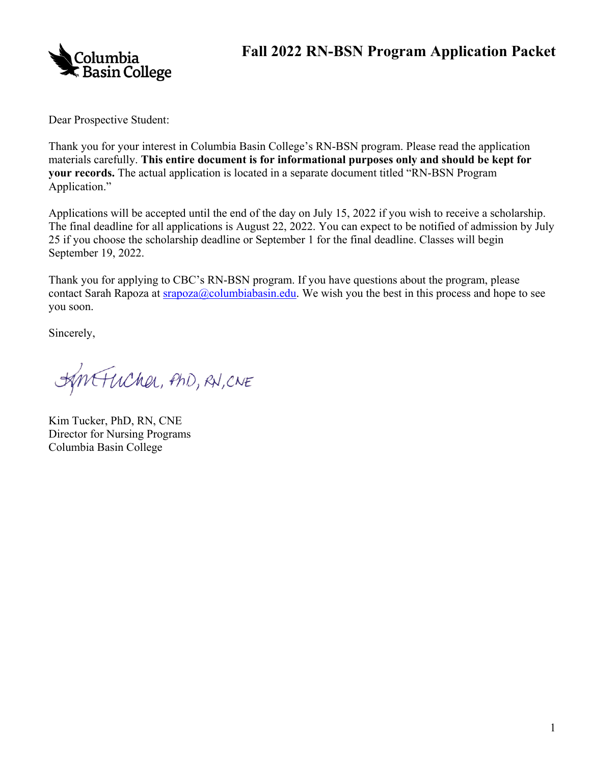# Fall 2022 RN-BSN Program Application Packet

Dear Prospective Student:

Thank you for your interest in Columbia Basin College's RN-BSN program. Please read the application materials carefully. **This entire document is for informational purposes only and should be kept for your records.** The actual application is located in a separate document titled "RN-BSN Program Application."

Applications will be accepted until the end of the day on July 15, 2022 if you wish to receive a scholarship. The final deadline for all applications is August 22, 2022. You can expect to be notified of admission by July 25 if you choose the scholarship deadline or September 1 for the final deadline. Classes will begin September 19, 2022.

Thank you for applying to CBC's RN-BSN program. If you have questions about the program, please contact Sarah Rapoza at srapoza@columbiabasin.edu. We wish you the best in this process and hope to see you soon.

Sincerely,

Kim Tucker, PhD, RN, CNE

Kim Tucker, PhD, RN, CNE
Director for Nursing Programs
Columbia Basin College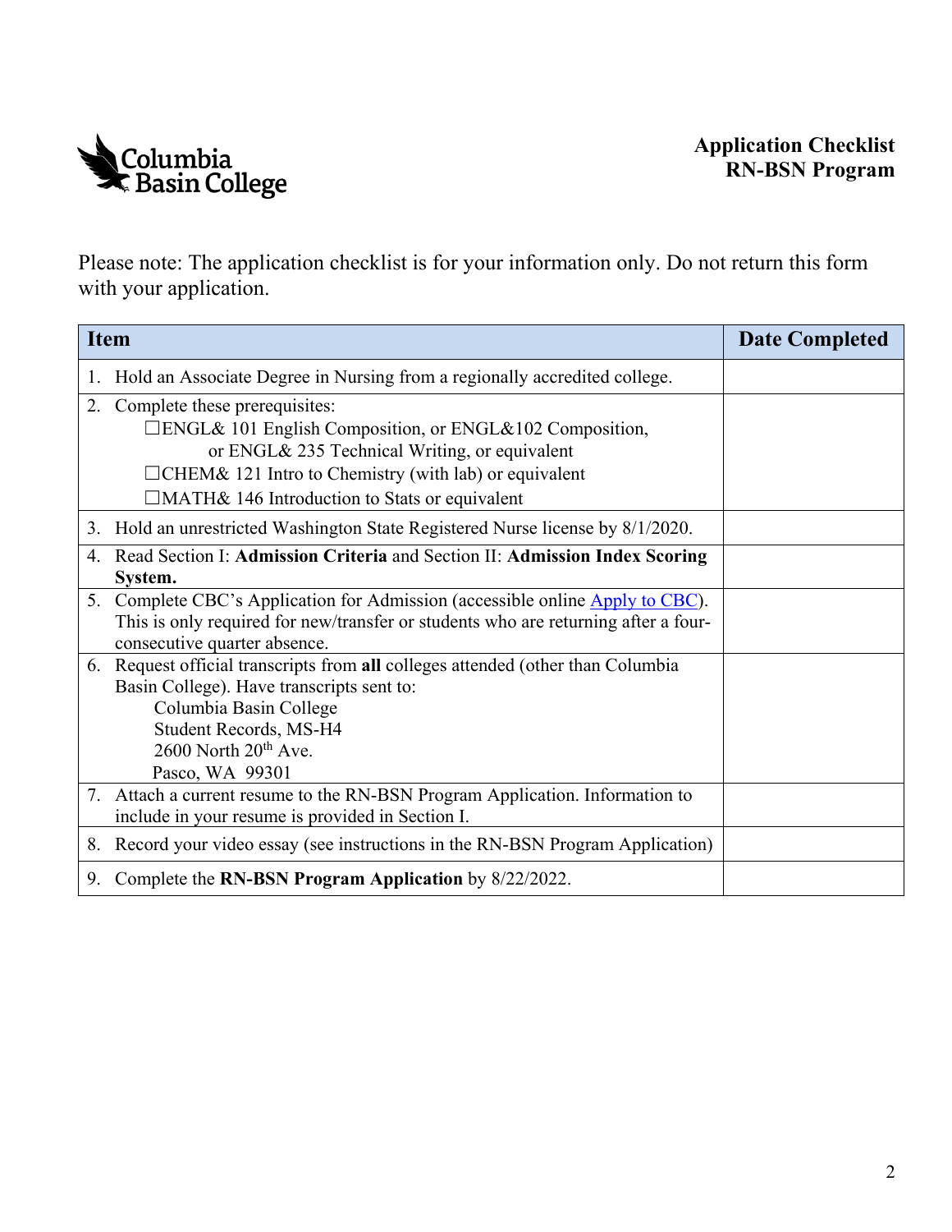Columbia Basin College

# Application Checklist
# RN-BSN Program

Please note: The application checklist is for your information only. Do not return this form with your application.

| Item | Date Completed |
|---|---|
| 1. Hold an Associate Degree in Nursing from a regionally accredited college. | |
| 2. Complete these prerequisites:<br>☐ENGL& 101 English Composition, or ENGL&102 Composition, or ENGL& 235 Technical Writing, or equivalent<br>☐CHEM& 121 Intro to Chemistry (with lab) or equivalent<br>☐MATH& 146 Introduction to Stats or equivalent | |
| 3. Hold an unrestricted Washington State Registered Nurse license by 8/1/2020. | |
| 4. Read Section I: **Admission Criteria** and Section II: **Admission Index Scoring System.** | |
| 5. Complete CBC's Application for Admission (accessible online Apply to CBC). This is only required for new/transfer or students who are returning after a four-consecutive quarter absence. | |
| 6. Request official transcripts from **all** colleges attended (other than Columbia Basin College). Have transcripts sent to:<br>Columbia Basin College<br>Student Records, MS-H4<br>2600 North 20th Ave.<br>Pasco, WA 99301 | |
| 7. Attach a current resume to the RN-BSN Program Application. Information to include in your resume is provided in Section I. | |
| 8. Record your video essay (see instructions in the RN-BSN Program Application) | |
| 9. Complete the **RN-BSN Program Application** by 8/22/2022. | |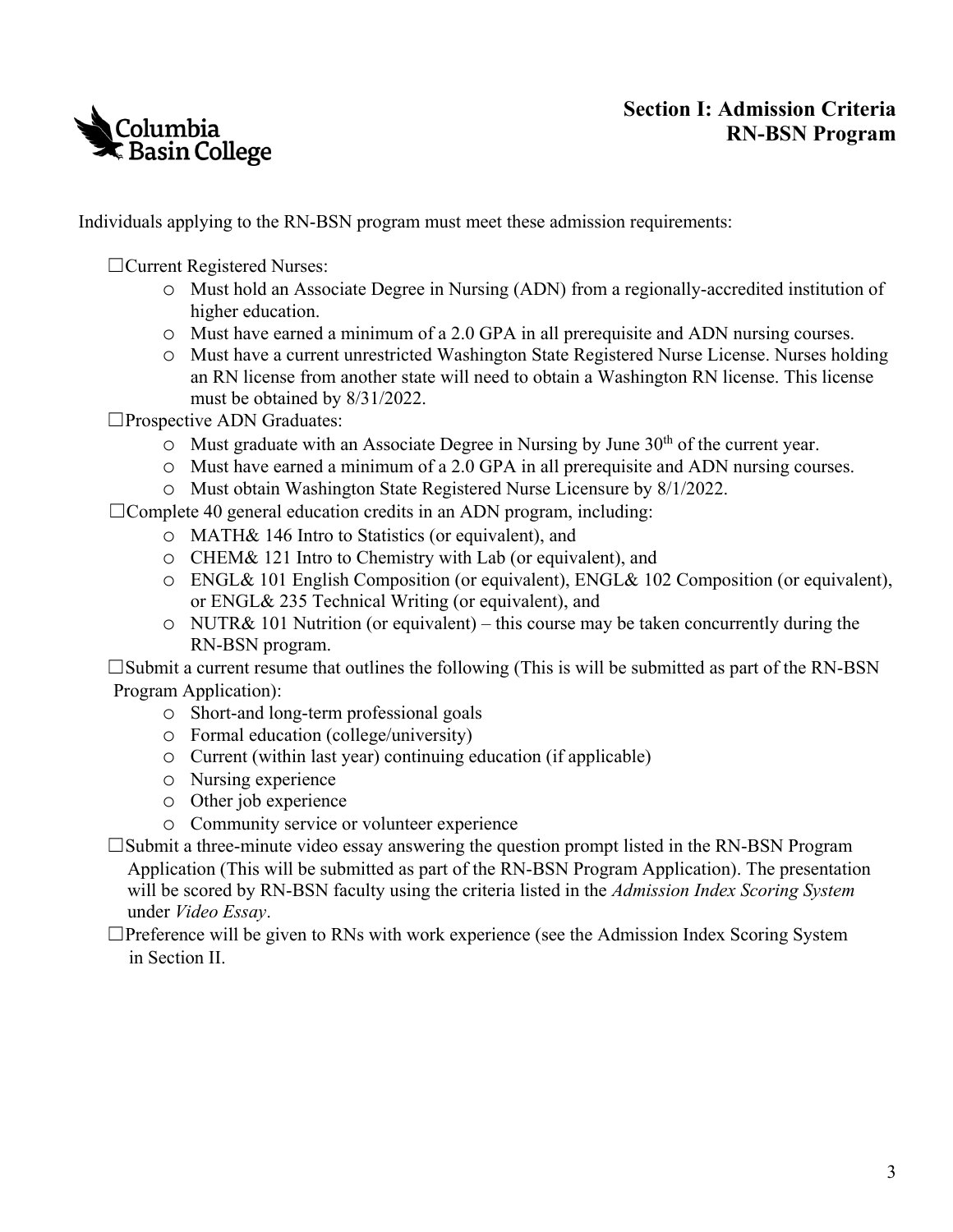# Section I: Admission Criteria
# RN-BSN Program

Individuals applying to the RN-BSN program must meet these admission requirements:

☐Current Registered Nurses:
- Must hold an Associate Degree in Nursing (ADN) from a regionally-accredited institution of higher education.
- Must have earned a minimum of a 2.0 GPA in all prerequisite and ADN nursing courses.
- Must have a current unrestricted Washington State Registered Nurse License. Nurses holding an RN license from another state will need to obtain a Washington RN license. This license must be obtained by 8/31/2022.

☐Prospective ADN Graduates:
- Must graduate with an Associate Degree in Nursing by June 30th of the current year.
- Must have earned a minimum of a 2.0 GPA in all prerequisite and ADN nursing courses.
- Must obtain Washington State Registered Nurse Licensure by 8/1/2022.

☐Complete 40 general education credits in an ADN program, including:
- MATH& 146 Intro to Statistics (or equivalent), and
- CHEM& 121 Intro to Chemistry with Lab (or equivalent), and
- ENGL& 101 English Composition (or equivalent), ENGL& 102 Composition (or equivalent), or ENGL& 235 Technical Writing (or equivalent), and
- NUTR& 101 Nutrition (or equivalent) – this course may be taken concurrently during the RN-BSN program.

☐Submit a current resume that outlines the following (This is will be submitted as part of the RN-BSN Program Application):
- Short-and long-term professional goals
- Formal education (college/university)
- Current (within last year) continuing education (if applicable)
- Nursing experience
- Other job experience
- Community service or volunteer experience

☐Submit a three-minute video essay answering the question prompt listed in the RN-BSN Program Application (This will be submitted as part of the RN-BSN Program Application). The presentation will be scored by RN-BSN faculty using the criteria listed in the *Admission Index Scoring System* under *Video Essay*.

☐Preference will be given to RNs with work experience (see the Admission Index Scoring System in Section II.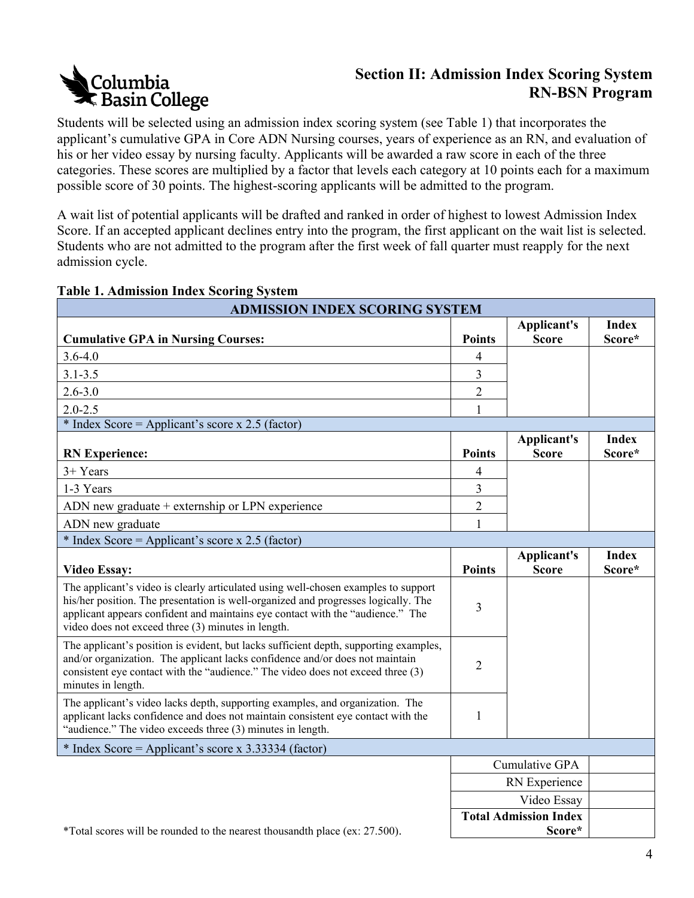## Section II: Admission Index Scoring System
## RN-BSN Program

Students will be selected using an admission index scoring system (see Table 1) that incorporates the applicant's cumulative GPA in Core ADN Nursing courses, years of experience as an RN, and evaluation of his or her video essay by nursing faculty. Applicants will be awarded a raw score in each of the three categories. These scores are multiplied by a factor that levels each category at 10 points each for a maximum possible score of 30 points. The highest-scoring applicants will be admitted to the program.

A wait list of potential applicants will be drafted and ranked in order of highest to lowest Admission Index Score. If an accepted applicant declines entry into the program, the first applicant on the wait list is selected. Students who are not admitted to the program after the first week of fall quarter must reapply for the next admission cycle.

**Table 1. Admission Index Scoring System**

| ADMISSION INDEX SCORING SYSTEM | | | |
|---|---|---|---|
| **Cumulative GPA in Nursing Courses:** | **Points** | **Applicant's Score** | **Index Score*** |
| 3.6-4.0 | 4 | | |
| 3.1-3.5 | 3 | | |
| 2.6-3.0 | 2 | | |
| 2.0-2.5 | 1 | | |
| * Index Score = Applicant's score x 2.5 (factor) | | | |
| **RN Experience:** | **Points** | **Applicant's Score** | **Index Score*** |
| 3+ Years | 4 | | |
| 1-3 Years | 3 | | |
| ADN new graduate + externship or LPN experience | 2 | | |
| ADN new graduate | 1 | | |
| * Index Score = Applicant's score x 2.5 (factor) | | | |
| **Video Essay:** | **Points** | **Applicant's Score** | **Index Score*** |
| The applicant's video is clearly articulated using well-chosen examples to support his/her position. The presentation is well-organized and progresses logically. The applicant appears confident and maintains eye contact with the "audience." The video does not exceed three (3) minutes in length. | 3 | | |
| The applicant's position is evident, but lacks sufficient depth, supporting examples, and/or organization. The applicant lacks confidence and/or does not maintain consistent eye contact with the "audience." The video does not exceed three (3) minutes in length. | 2 | | |
| The applicant's video lacks depth, supporting examples, and organization. The applicant lacks confidence and does not maintain consistent eye contact with the "audience." The video exceeds three (3) minutes in length. | 1 | | |
| * Index Score = Applicant's score x 3.33334 (factor) | | | |

| | |
|---|---|
| Cumulative GPA | |
| RN Experience | |
| Video Essay | |
| **Total Admission Index Score*** | |

*Total scores will be rounded to the nearest thousandth place (ex: 27.500).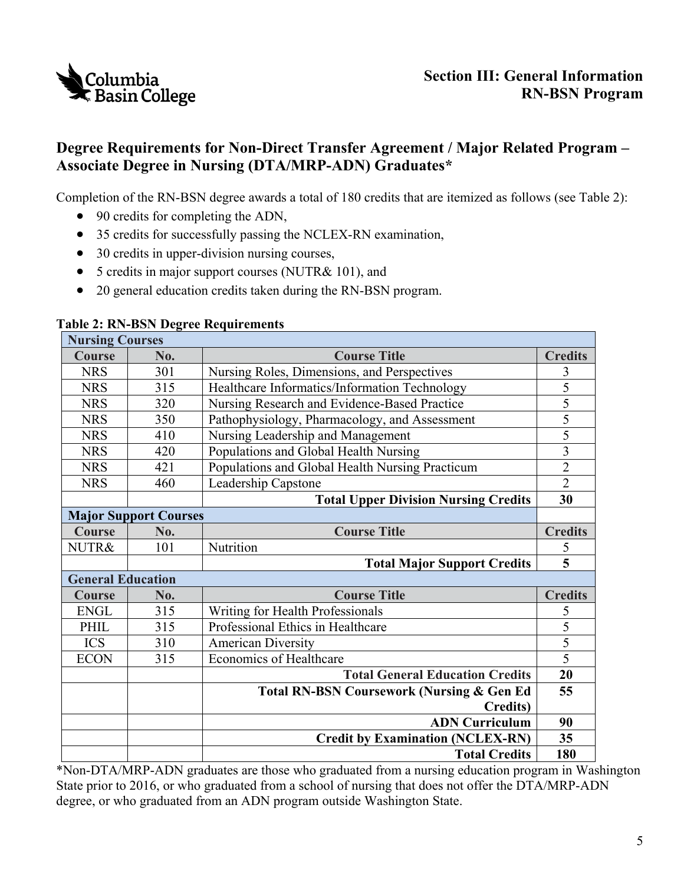Section III: General Information
RN-BSN Program

## Degree Requirements for Non-Direct Transfer Agreement / Major Related Program – Associate Degree in Nursing (DTA/MRP-ADN) Graduates*

Completion of the RN-BSN degree awards a total of 180 credits that are itemized as follows (see Table 2):

- 90 credits for completing the ADN,
- 35 credits for successfully passing the NCLEX-RN examination,
- 30 credits in upper-division nursing courses,
- 5 credits in major support courses (NUTR& 101), and
- 20 general education credits taken during the RN-BSN program.

**Table 2: RN-BSN Degree Requirements**

| **Nursing Courses** | | | |
|---|---|---|---|
| **Course** | **No.** | **Course Title** | **Credits** |
| NRS | 301 | Nursing Roles, Dimensions, and Perspectives | 3 |
| NRS | 315 | Healthcare Informatics/Information Technology | 5 |
| NRS | 320 | Nursing Research and Evidence-Based Practice | 5 |
| NRS | 350 | Pathophysiology, Pharmacology, and Assessment | 5 |
| NRS | 410 | Nursing Leadership and Management | 5 |
| NRS | 420 | Populations and Global Health Nursing | 3 |
| NRS | 421 | Populations and Global Health Nursing Practicum | 2 |
| NRS | 460 | Leadership Capstone | 2 |
| | | **Total Upper Division Nursing Credits** | **30** |
| **Major Support Courses** | | | |
| **Course** | **No.** | **Course Title** | **Credits** |
| NUTR& | 101 | Nutrition | 5 |
| | | **Total Major Support Credits** | **5** |
| **General Education** | | | |
| **Course** | **No.** | **Course Title** | **Credits** |
| ENGL | 315 | Writing for Health Professionals | 5 |
| PHIL | 315 | Professional Ethics in Healthcare | 5 |
| ICS | 310 | American Diversity | 5 |
| ECON | 315 | Economics of Healthcare | 5 |
| | | **Total General Education Credits** | **20** |
| | | **Total RN-BSN Coursework (Nursing & Gen Ed Credits)** | **55** |
| | | **ADN Curriculum** | **90** |
| | | **Credit by Examination (NCLEX-RN)** | **35** |
| | | **Total Credits** | **180** |

*Non-DTA/MRP-ADN graduates are those who graduated from a nursing education program in Washington State prior to 2016, or who graduated from a school of nursing that does not offer the DTA/MRP-ADN degree, or who graduated from an ADN program outside Washington State.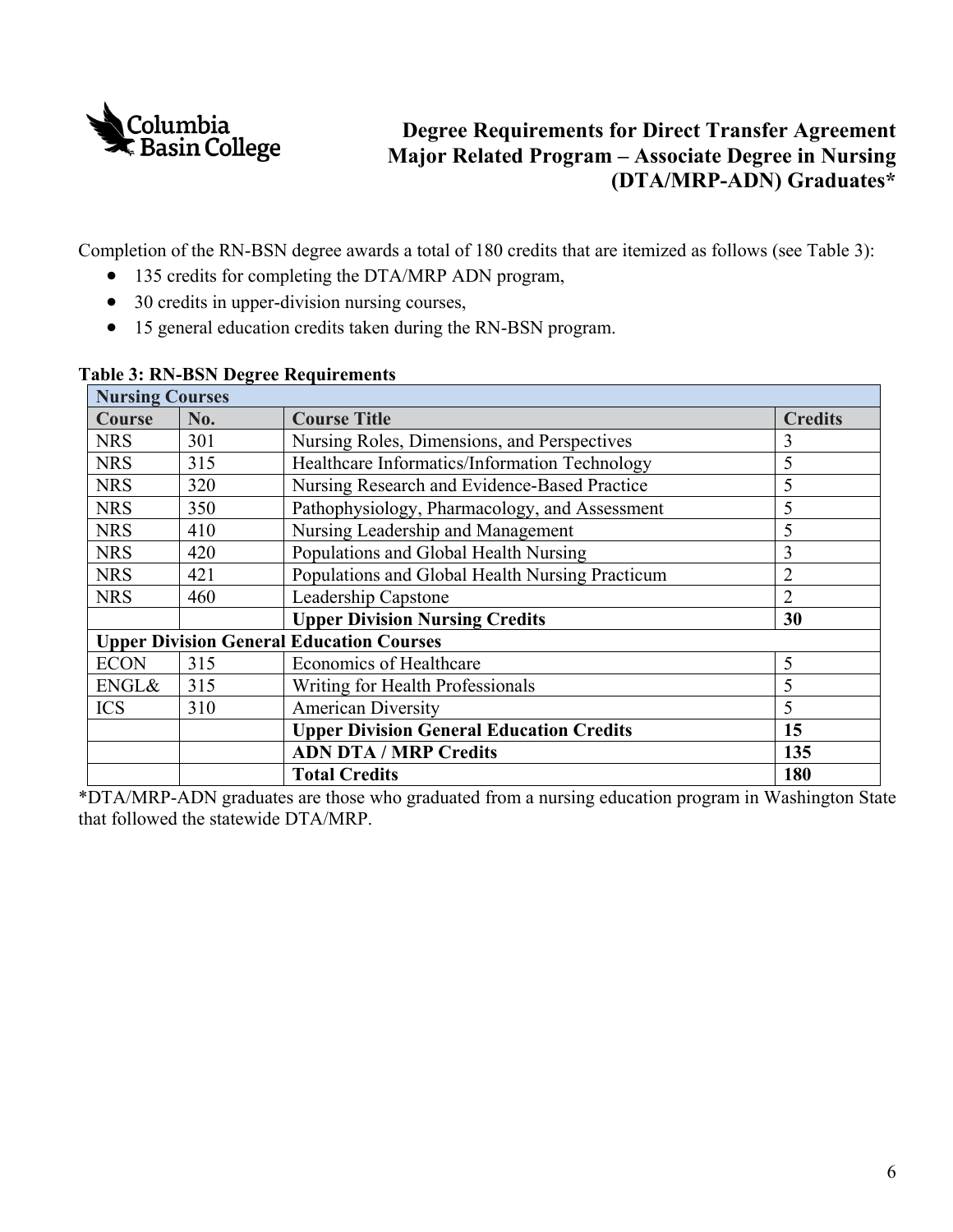# Degree Requirements for Direct Transfer Agreement Major Related Program – Associate Degree in Nursing (DTA/MRP-ADN) Graduates*

Completion of the RN-BSN degree awards a total of 180 credits that are itemized as follows (see Table 3):

- 135 credits for completing the DTA/MRP ADN program,
- 30 credits in upper-division nursing courses,
- 15 general education credits taken during the RN-BSN program.

**Table 3: RN-BSN Degree Requirements**

| **Nursing Courses** | | | |
|---|---|---|---|
| **Course** | **No.** | **Course Title** | **Credits** |
| NRS | 301 | Nursing Roles, Dimensions, and Perspectives | 3 |
| NRS | 315 | Healthcare Informatics/Information Technology | 5 |
| NRS | 320 | Nursing Research and Evidence-Based Practice | 5 |
| NRS | 350 | Pathophysiology, Pharmacology, and Assessment | 5 |
| NRS | 410 | Nursing Leadership and Management | 5 |
| NRS | 420 | Populations and Global Health Nursing | 3 |
| NRS | 421 | Populations and Global Health Nursing Practicum | 2 |
| NRS | 460 | Leadership Capstone | 2 |
| | | **Upper Division Nursing Credits** | **30** |
| **Upper Division General Education Courses** | | | |
| ECON | 315 | Economics of Healthcare | 5 |
| ENGL& | 315 | Writing for Health Professionals | 5 |
| ICS | 310 | American Diversity | 5 |
| | | **Upper Division General Education Credits** | **15** |
| | | **ADN DTA / MRP Credits** | **135** |
| | | **Total Credits** | **180** |

*DTA/MRP-ADN graduates are those who graduated from a nursing education program in Washington State that followed the statewide DTA/MRP.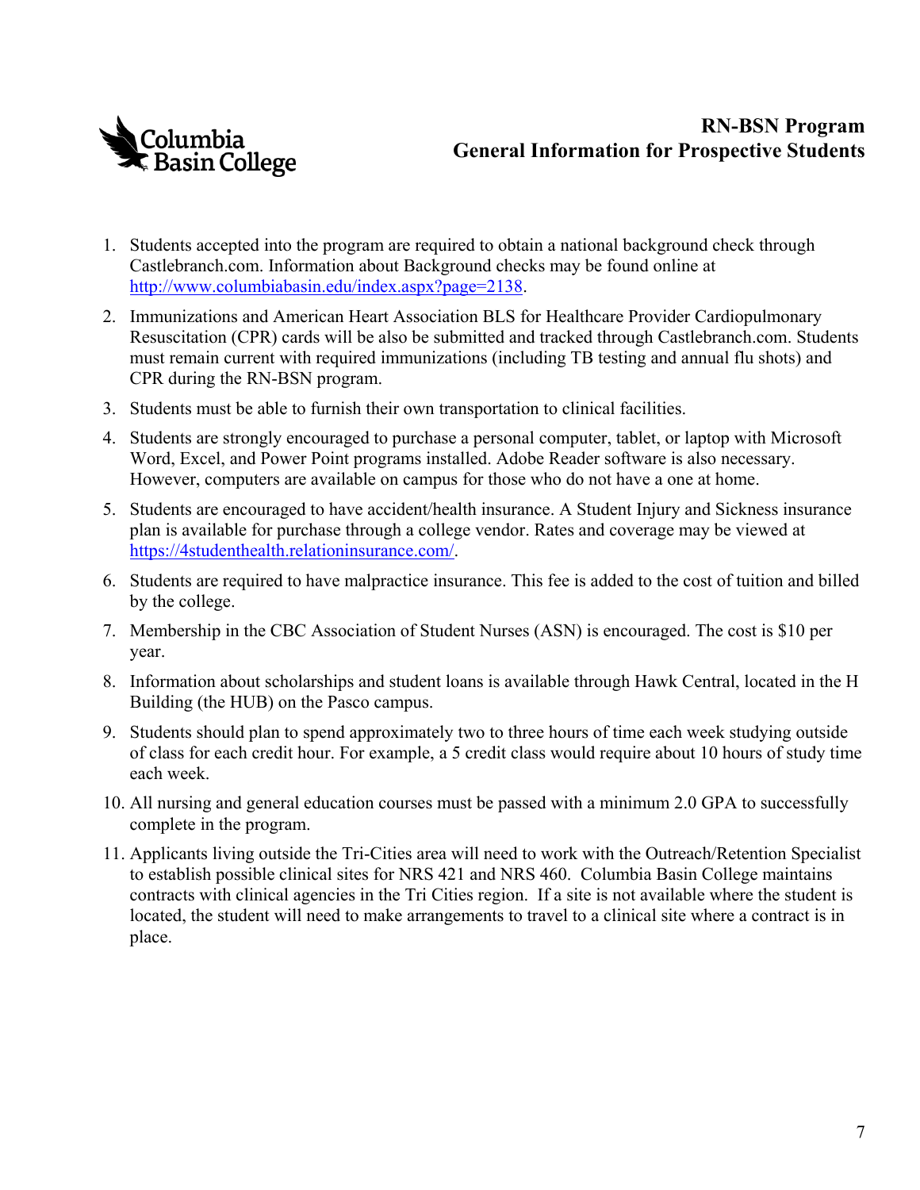# RN-BSN Program
## General Information for Prospective Students

1. Students accepted into the program are required to obtain a national background check through Castlebranch.com. Information about Background checks may be found online at [http://www.columbiabasin.edu/index.aspx?page=2138](http://www.columbiabasin.edu/index.aspx?page=2138).
2. Immunizations and American Heart Association BLS for Healthcare Provider Cardiopulmonary Resuscitation (CPR) cards will be also be submitted and tracked through Castlebranch.com. Students must remain current with required immunizations (including TB testing and annual flu shots) and CPR during the RN-BSN program.
3. Students must be able to furnish their own transportation to clinical facilities.
4. Students are strongly encouraged to purchase a personal computer, tablet, or laptop with Microsoft Word, Excel, and Power Point programs installed. Adobe Reader software is also necessary. However, computers are available on campus for those who do not have a one at home.
5. Students are encouraged to have accident/health insurance. A Student Injury and Sickness insurance plan is available for purchase through a college vendor. Rates and coverage may be viewed at [https://4studenthealth.relationinsurance.com/](https://4studenthealth.relationinsurance.com/).
6. Students are required to have malpractice insurance. This fee is added to the cost of tuition and billed by the college.
7. Membership in the CBC Association of Student Nurses (ASN) is encouraged. The cost is $10 per year.
8. Information about scholarships and student loans is available through Hawk Central, located in the H Building (the HUB) on the Pasco campus.
9. Students should plan to spend approximately two to three hours of time each week studying outside of class for each credit hour. For example, a 5 credit class would require about 10 hours of study time each week.
10. All nursing and general education courses must be passed with a minimum 2.0 GPA to successfully complete in the program.
11. Applicants living outside the Tri-Cities area will need to work with the Outreach/Retention Specialist to establish possible clinical sites for NRS 421 and NRS 460. Columbia Basin College maintains contracts with clinical agencies in the Tri Cities region. If a site is not available where the student is located, the student will need to make arrangements to travel to a clinical site where a contract is in place.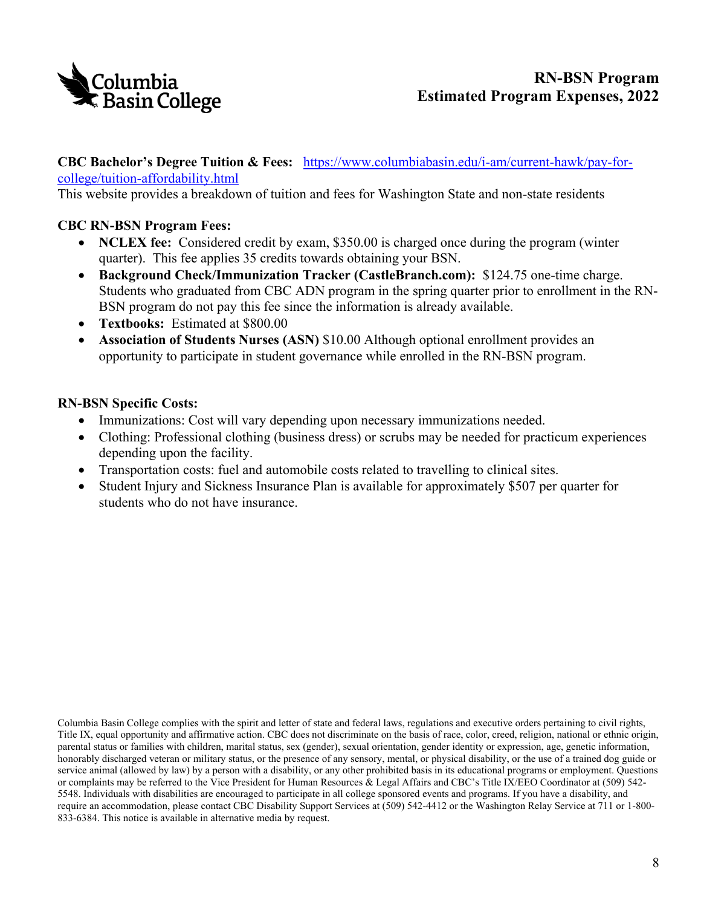# RN-BSN Program
## Estimated Program Expenses, 2022

**CBC Bachelor's Degree Tuition & Fees:** [https://www.columbiabasin.edu/i-am/current-hawk/pay-for-college/tuition-affordability.html](https://www.columbiabasin.edu/i-am/current-hawk/pay-for-college/tuition-affordability.html)
This website provides a breakdown of tuition and fees for Washington State and non-state residents

**CBC RN-BSN Program Fees:**

- **NCLEX fee:** Considered credit by exam, $350.00 is charged once during the program (winter quarter). This fee applies 35 credits towards obtaining your BSN.
- **Background Check/Immunization Tracker (CastleBranch.com):** $124.75 one-time charge. Students who graduated from CBC ADN program in the spring quarter prior to enrollment in the RN-BSN program do not pay this fee since the information is already available.
- **Textbooks:** Estimated at $800.00
- **Association of Students Nurses (ASN)** $10.00 Although optional enrollment provides an opportunity to participate in student governance while enrolled in the RN-BSN program.

**RN-BSN Specific Costs:**

- Immunizations: Cost will vary depending upon necessary immunizations needed.
- Clothing: Professional clothing (business dress) or scrubs may be needed for practicum experiences depending upon the facility.
- Transportation costs: fuel and automobile costs related to travelling to clinical sites.
- Student Injury and Sickness Insurance Plan is available for approximately $507 per quarter for students who do not have insurance.

Columbia Basin College complies with the spirit and letter of state and federal laws, regulations and executive orders pertaining to civil rights, Title IX, equal opportunity and affirmative action. CBC does not discriminate on the basis of race, color, creed, religion, national or ethnic origin, parental status or families with children, marital status, sex (gender), sexual orientation, gender identity or expression, age, genetic information, honorably discharged veteran or military status, or the presence of any sensory, mental, or physical disability, or the use of a trained dog guide or service animal (allowed by law) by a person with a disability, or any other prohibited basis in its educational programs or employment. Questions or complaints may be referred to the Vice President for Human Resources & Legal Affairs and CBC's Title IX/EEO Coordinator at (509) 542-5548. Individuals with disabilities are encouraged to participate in all college sponsored events and programs. If you have a disability, and require an accommodation, please contact CBC Disability Support Services at (509) 542-4412 or the Washington Relay Service at 711 or 1-800-833-6384. This notice is available in alternative media by request.